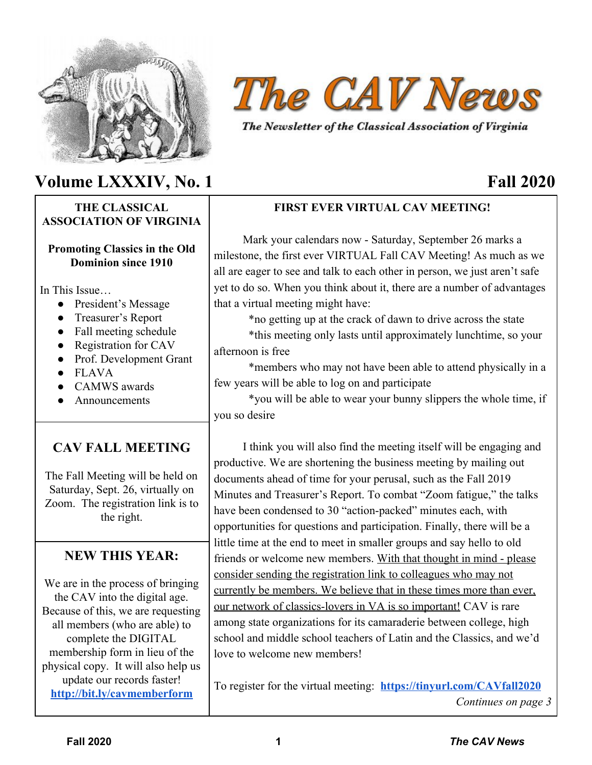# The CAV News

*The Newsletter of the Classical Association of Virginia*

## Volume LXXXIV, No. 1 — Fall 2020

**THE CLASSICAL ASSOCIATION OF VIRGINIA**

**Promoting Classics in the Old Dominion since 1910**

In This Issue…

- President's Message
- Treasurer's Report
- Fall meeting schedule
- Registration for CAV
- Prof. Development Grant
- FLAVA
- CAMWS awards
- Announcements

### CAV FALL MEETING

The Fall Meeting will be held on Saturday, Sept. 26, virtually on Zoom. The registration link is to the right.

### NEW THIS YEAR:

We are in the process of bringing the CAV into the digital age. Because of this, we are requesting all members (who are able) to complete the DIGITAL membership form in lieu of the physical copy. It will also help us update our records faster!
**http://bit.ly/cavmemberform**

### FIRST EVER VIRTUAL CAV MEETING!

Mark your calendars now - Saturday, September 26 marks a milestone, the first ever VIRTUAL Fall CAV Meeting! As much as we all are eager to see and talk to each other in person, we just aren't safe yet to do so. When you think about it, there are a number of advantages that a virtual meeting might have:

*no getting up at the crack of dawn to drive across the state

*this meeting only lasts until approximately lunchtime, so your afternoon is free

*members who may not have been able to attend physically in a few years will be able to log on and participate

*you will be able to wear your bunny slippers the whole time, if you so desire

I think you will also find the meeting itself will be engaging and productive. We are shortening the business meeting by mailing out documents ahead of time for your perusal, such as the Fall 2019 Minutes and Treasurer's Report. To combat "Zoom fatigue," the talks have been condensed to 30 "action-packed" minutes each, with opportunities for questions and participation. Finally, there will be a little time at the end to meet in smaller groups and say hello to old friends or welcome new members. With that thought in mind - please consider sending the registration link to colleagues who may not currently be members. We believe that in these times more than ever, our network of classics-lovers in VA is so important! CAV is rare among state organizations for its camaraderie between college, high school and middle school teachers of Latin and the Classics, and we'd love to welcome new members!

To register for the virtual meeting: **https://tinyurl.com/CAVfall2020**

*Continues on page 3*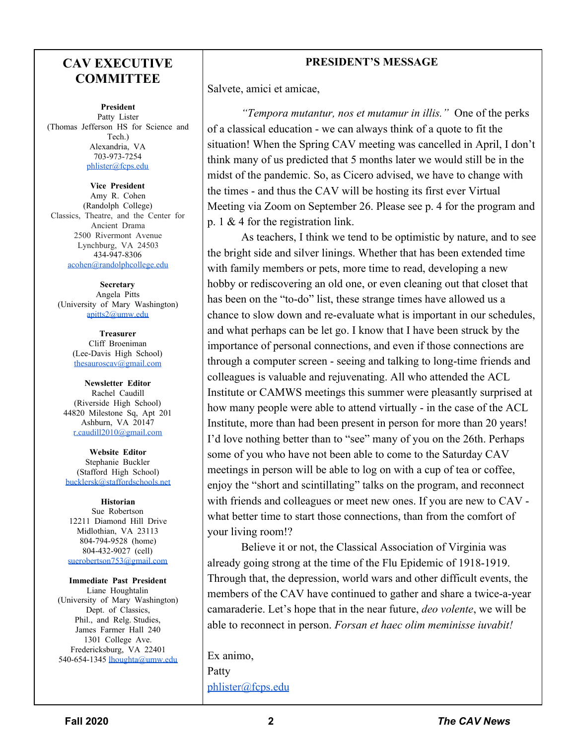## CAV EXECUTIVE COMMITTEE

**President**
Patty Lister
(Thomas Jefferson HS for Science and Tech.)
Alexandria, VA
703-973-7254
phlister@fcps.edu

**Vice President**
Amy R. Cohen
(Randolph College)
Classics, Theatre, and the Center for Ancient Drama
2500 Rivermont Avenue
Lynchburg, VA 24503
434-947-8306
acohen@randolphcollege.edu

**Secretary**
Angela Pitts
(University of Mary Washington)
apitts2@umw.edu

**Treasurer**
Cliff Broeniman
(Lee-Davis High School)
thesauroscav@gmail.com

**Newsletter Editor**
Rachel Caudill
(Riverside High School)
44820 Milestone Sq, Apt 201
Ashburn, VA 20147
r.caudill2010@gmail.com

**Website Editor**
Stephanie Buckler
(Stafford High School)
bucklersk@staffordschools.net

**Historian**
Sue Robertson
12211 Diamond Hill Drive
Midlothian, VA 23113
804-794-9528 (home)
804-432-9027 (cell)
suerobertson753@gmail.com

**Immediate Past President**
Liane Houghtalin
(University of Mary Washington)
Dept. of Classics,
Phil., and Relg. Studies,
James Farmer Hall 240
1301 College Ave.
Fredericksburg, VA 22401
540-654-1345 lhoughta@umw.edu

## PRESIDENT'S MESSAGE

Salvete, amici et amicae,

*"Tempora mutantur, nos et mutamur in illis."* One of the perks of a classical education - we can always think of a quote to fit the situation! When the Spring CAV meeting was cancelled in April, I don't think many of us predicted that 5 months later we would still be in the midst of the pandemic. So, as Cicero advised, we have to change with the times - and thus the CAV will be hosting its first ever Virtual Meeting via Zoom on September 26. Please see p. 4 for the program and p. 1 & 4 for the registration link.

As teachers, I think we tend to be optimistic by nature, and to see the bright side and silver linings. Whether that has been extended time with family members or pets, more time to read, developing a new hobby or rediscovering an old one, or even cleaning out that closet that has been on the "to-do" list, these strange times have allowed us a chance to slow down and re-evaluate what is important in our schedules, and what perhaps can be let go. I know that I have been struck by the importance of personal connections, and even if those connections are through a computer screen - seeing and talking to long-time friends and colleagues is valuable and rejuvenating. All who attended the ACL Institute or CAMWS meetings this summer were pleasantly surprised at how many people were able to attend virtually - in the case of the ACL Institute, more than had been present in person for more than 20 years! I'd love nothing better than to "see" many of you on the 26th. Perhaps some of you who have not been able to come to the Saturday CAV meetings in person will be able to log on with a cup of tea or coffee, enjoy the "short and scintillating" talks on the program, and reconnect with friends and colleagues or meet new ones. If you are new to CAV - what better time to start those connections, than from the comfort of your living room!?

Believe it or not, the Classical Association of Virginia was already going strong at the time of the Flu Epidemic of 1918-1919. Through that, the depression, world wars and other difficult events, the members of the CAV have continued to gather and share a twice-a-year camaraderie. Let's hope that in the near future, *deo volente*, we will be able to reconnect in person. *Forsan et haec olim meminisse iuvabit!*

Ex animo,
Patty
phlister@fcps.edu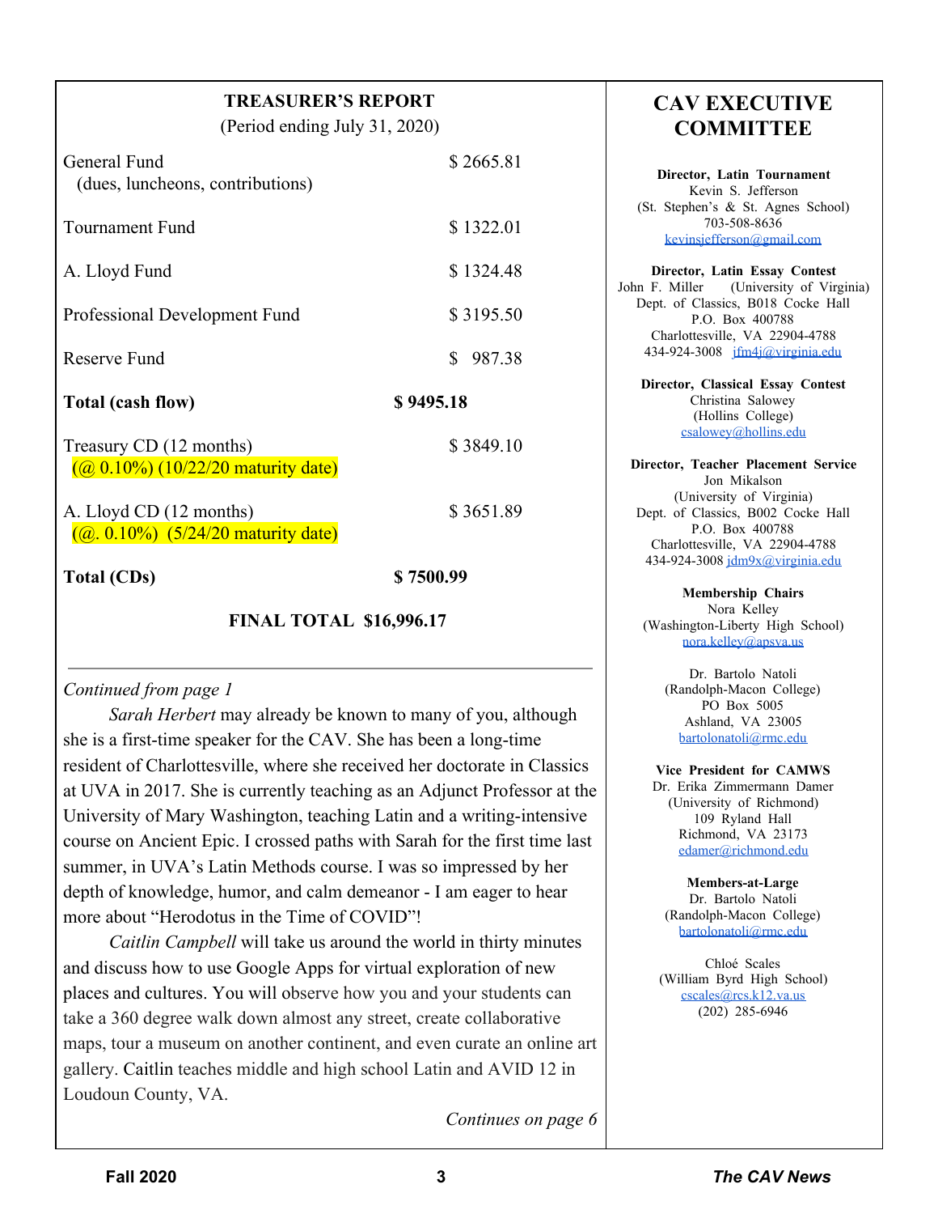## TREASURER'S REPORT

(Period ending July 31, 2020)

| | |
|---|---|
| General Fund (dues, luncheons, contributions) | $ 2665.81 |
| Tournament Fund | $ 1322.01 |
| A. Lloyd Fund | $ 1324.48 |
| Professional Development Fund | $ 3195.50 |
| Reserve Fund | $ 987.38 |
| **Total (cash flow)** | **$ 9495.18** |
| Treasury CD (12 months) (@ 0.10%) (10/22/20 maturity date) | $ 3849.10 |
| A. Lloyd CD (12 months) (@. 0.10%) (5/24/20 maturity date) | $ 3651.89 |
| **Total (CDs)** | **$ 7500.99** |

**FINAL TOTAL $16,996.17**

---

*Continued from page 1*

*Sarah Herbert* may already be known to many of you, although she is a first-time speaker for the CAV. She has been a long-time resident of Charlottesville, where she received her doctorate in Classics at UVA in 2017. She is currently teaching as an Adjunct Professor at the University of Mary Washington, teaching Latin and a writing-intensive course on Ancient Epic. I crossed paths with Sarah for the first time last summer, in UVA's Latin Methods course. I was so impressed by her depth of knowledge, humor, and calm demeanor - I am eager to hear more about "Herodotus in the Time of COVID"!

*Caitlin Campbell* will take us around the world in thirty minutes and discuss how to use Google Apps for virtual exploration of new places and cultures. You will observe how you and your students can take a 360 degree walk down almost any street, create collaborative maps, tour a museum on another continent, and even curate an online art gallery. Caitlin teaches middle and high school Latin and AVID 12 in Loudoun County, VA.

*Continues on page 6*

## CAV EXECUTIVE COMMITTEE

**Director, Latin Tournament**
Kevin S. Jefferson
(St. Stephen's & St. Agnes School)
703-508-8636
kevinsjefferson@gmail.com

**Director, Latin Essay Contest**
John F. Miller (University of Virginia)
Dept. of Classics, B018 Cocke Hall
P.O. Box 400788
Charlottesville, VA 22904-4788
434-924-3008 jfm4j@virginia.edu

**Director, Classical Essay Contest**
Christina Salowey
(Hollins College)
csalowey@hollins.edu

**Director, Teacher Placement Service**
Jon Mikalson
(University of Virginia)
Dept. of Classics, B002 Cocke Hall
P.O. Box 400788
Charlottesville, VA 22904-4788
434-924-3008 jdm9x@virginia.edu

**Membership Chairs**
Nora Kelley
(Washington-Liberty High School)
nora.kelley@apsva.us

Dr. Bartolo Natoli
(Randolph-Macon College)
PO Box 5005
Ashland, VA 23005
bartolonatoli@rmc.edu

**Vice President for CAMWS**
Dr. Erika Zimmermann Damer
(University of Richmond)
109 Ryland Hall
Richmond, VA 23173
edamer@richmond.edu

**Members-at-Large**
Dr. Bartolo Natoli
(Randolph-Macon College)
bartolonatoli@rmc.edu

Chloé Scales
(William Byrd High School)
cscales@rcs.k12.va.us
(202) 285-6946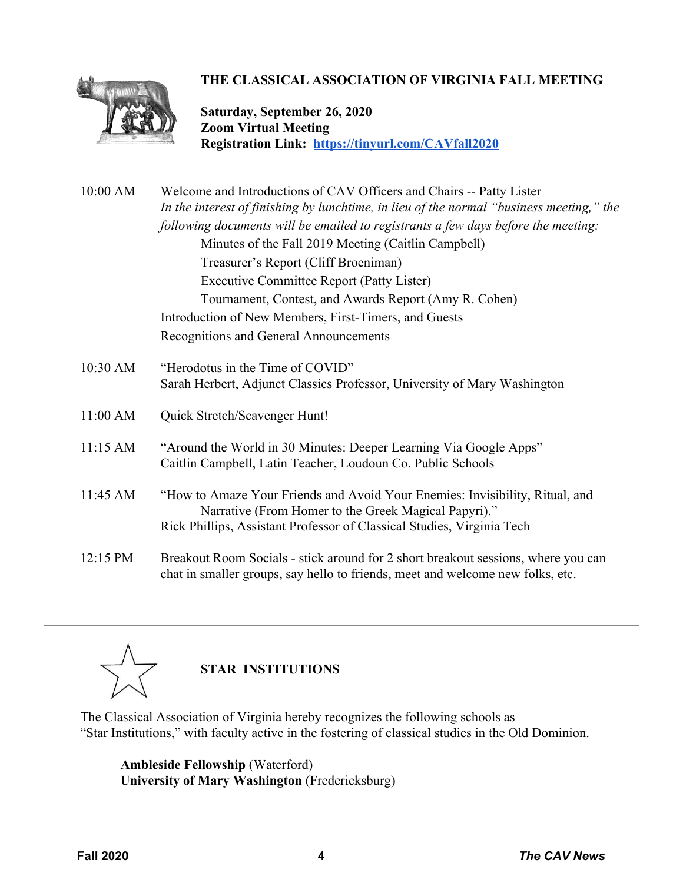## THE CLASSICAL ASSOCIATION OF VIRGINIA FALL MEETING

**Saturday, September 26, 2020**
**Zoom Virtual Meeting**
**Registration Link: https://tinyurl.com/CAVfall2020**

**10:00 AM** Welcome and Introductions of CAV Officers and Chairs -- Patty Lister

*In the interest of finishing by lunchtime, in lieu of the normal "business meeting," the following documents will be emailed to registrants a few days before the meeting:*

- Minutes of the Fall 2019 Meeting (Caitlin Campbell)
- Treasurer's Report (Cliff Broeniman)
- Executive Committee Report (Patty Lister)
- Tournament, Contest, and Awards Report (Amy R. Cohen)

Introduction of New Members, First-Timers, and Guests

Recognitions and General Announcements

**10:30 AM** "Herodotus in the Time of COVID"
Sarah Herbert, Adjunct Classics Professor, University of Mary Washington

**11:00 AM** Quick Stretch/Scavenger Hunt!

**11:15 AM** "Around the World in 30 Minutes: Deeper Learning Via Google Apps"
Caitlin Campbell, Latin Teacher, Loudoun Co. Public Schools

**11:45 AM** "How to Amaze Your Friends and Avoid Your Enemies: Invisibility, Ritual, and Narrative (From Homer to the Greek Magical Papyri)."
Rick Phillips, Assistant Professor of Classical Studies, Virginia Tech

**12:15 PM** Breakout Room Socials - stick around for 2 short breakout sessions, where you can chat in smaller groups, say hello to friends, meet and welcome new folks, etc.

---

## STAR INSTITUTIONS

The Classical Association of Virginia hereby recognizes the following schools as "Star Institutions," with faculty active in the fostering of classical studies in the Old Dominion.

**Ambleside Fellowship** (Waterford)
**University of Mary Washington** (Fredericksburg)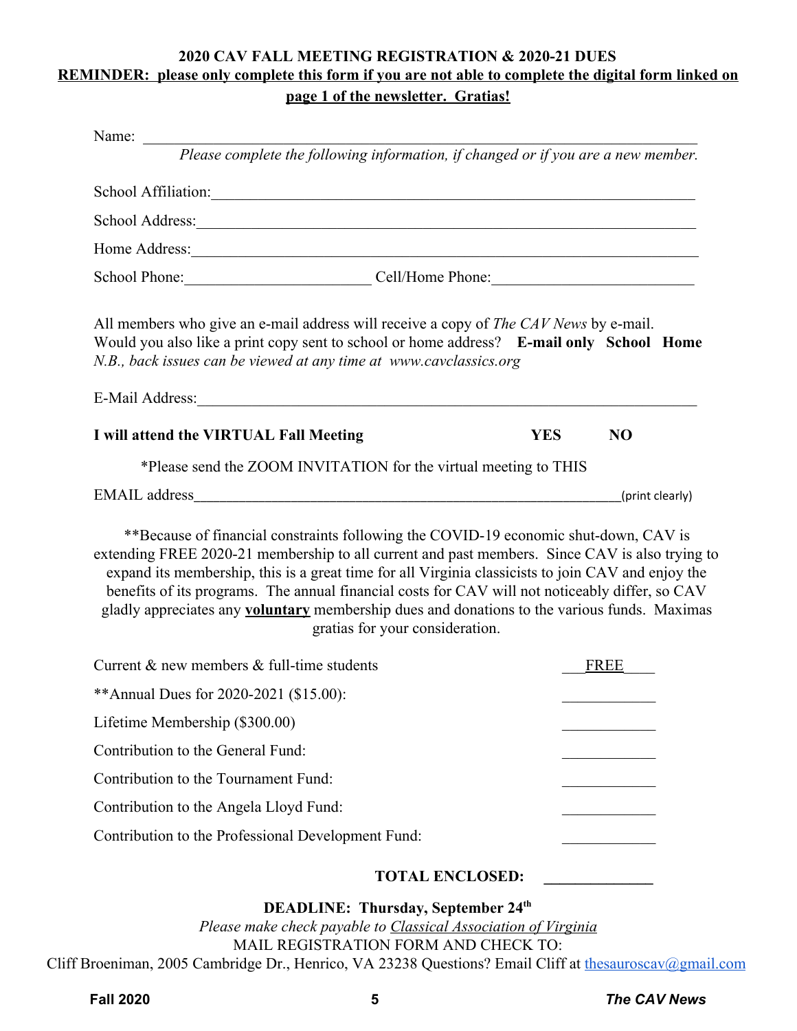## 2020 CAV FALL MEETING REGISTRATION & 2020-21 DUES

**REMINDER: please only complete this form if you are not able to complete the digital form linked on page 1 of the newsletter. Gratias!**

Name: ______________________________________________________________

*Please complete the following information, if changed or if you are a new member.*

School Affiliation: ______________________________________________________

School Address: ________________________________________________________

Home Address: _________________________________________________________

School Phone: ______________________ Cell/Home Phone: ______________________

All members who give an e-mail address will receive a copy of *The CAV News* by e-mail. Would you also like a print copy sent to school or home address? **E-mail only School Home**
*N.B., back issues can be viewed at any time at www.cavclassics.org*

E-Mail Address: ________________________________________________________

**I will attend the VIRTUAL Fall Meeting** **YES** **NO**

*Please send the ZOOM INVITATION for the virtual meeting to THIS

EMAIL address___________________________________________________(print clearly)

**Because of financial constraints following the COVID-19 economic shut-down, CAV is extending FREE 2020-21 membership to all current and past members. Since CAV is also trying to expand its membership, this is a great time for all Virginia classicists to join CAV and enjoy the benefits of its programs. The annual financial costs for CAV will not noticeably differ, so CAV gladly appreciates any **voluntary** membership dues and donations to the various funds. Maximas gratias for your consideration.

| | |
|---|---|
| Current & new members & full-time students | FREE |
| **Annual Dues for 2020-2021 ($15.00): | ________ |
| Lifetime Membership ($300.00) | ________ |
| Contribution to the General Fund: | ________ |
| Contribution to the Tournament Fund: | ________ |
| Contribution to the Angela Lloyd Fund: | ________ |
| Contribution to the Professional Development Fund: | ________ |

**TOTAL ENCLOSED: ____________**

**DEADLINE: Thursday, September 24th**

*Please make check payable to Classical Association of Virginia*

MAIL REGISTRATION FORM AND CHECK TO:

Cliff Broeniman, 2005 Cambridge Dr., Henrico, VA 23238 Questions? Email Cliff at thesauroscav@gmail.com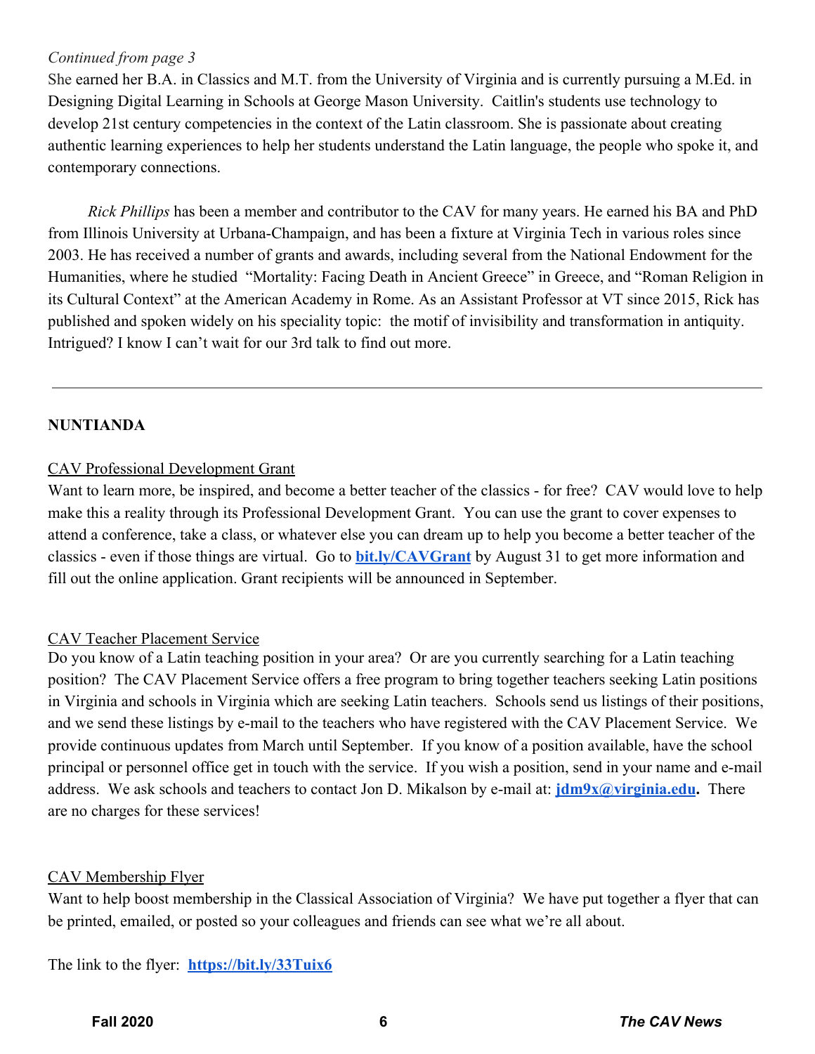*Continued from page 3*

She earned her B.A. in Classics and M.T. from the University of Virginia and is currently pursuing a M.Ed. in Designing Digital Learning in Schools at George Mason University. Caitlin's students use technology to develop 21st century competencies in the context of the Latin classroom. She is passionate about creating authentic learning experiences to help her students understand the Latin language, the people who spoke it, and contemporary connections.

*Rick Phillips* has been a member and contributor to the CAV for many years. He earned his BA and PhD from Illinois University at Urbana-Champaign, and has been a fixture at Virginia Tech in various roles since 2003. He has received a number of grants and awards, including several from the National Endowment for the Humanities, where he studied "Mortality: Facing Death in Ancient Greece" in Greece, and "Roman Religion in its Cultural Context" at the American Academy in Rome. As an Assistant Professor at VT since 2015, Rick has published and spoken widely on his speciality topic: the motif of invisibility and transformation in antiquity. Intrigued? I know I can't wait for our 3rd talk to find out more.

---

**NUNTIANDA**

CAV Professional Development Grant

Want to learn more, be inspired, and become a better teacher of the classics - for free? CAV would love to help make this a reality through its Professional Development Grant. You can use the grant to cover expenses to attend a conference, take a class, or whatever else you can dream up to help you become a better teacher of the classics - even if those things are virtual. Go to **bit.ly/CAVGrant** by August 31 to get more information and fill out the online application. Grant recipients will be announced in September.

CAV Teacher Placement Service

Do you know of a Latin teaching position in your area? Or are you currently searching for a Latin teaching position? The CAV Placement Service offers a free program to bring together teachers seeking Latin positions in Virginia and schools in Virginia which are seeking Latin teachers. Schools send us listings of their positions, and we send these listings by e-mail to the teachers who have registered with the CAV Placement Service. We provide continuous updates from March until September. If you know of a position available, have the school principal or personnel office get in touch with the service. If you wish a position, send in your name and e-mail address. We ask schools and teachers to contact Jon D. Mikalson by e-mail at: **jdm9x@virginia.edu.** There are no charges for these services!

CAV Membership Flyer

Want to help boost membership in the Classical Association of Virginia? We have put together a flyer that can be printed, emailed, or posted so your colleagues and friends can see what we're all about.

The link to the flyer: **https://bit.ly/33Tuix6**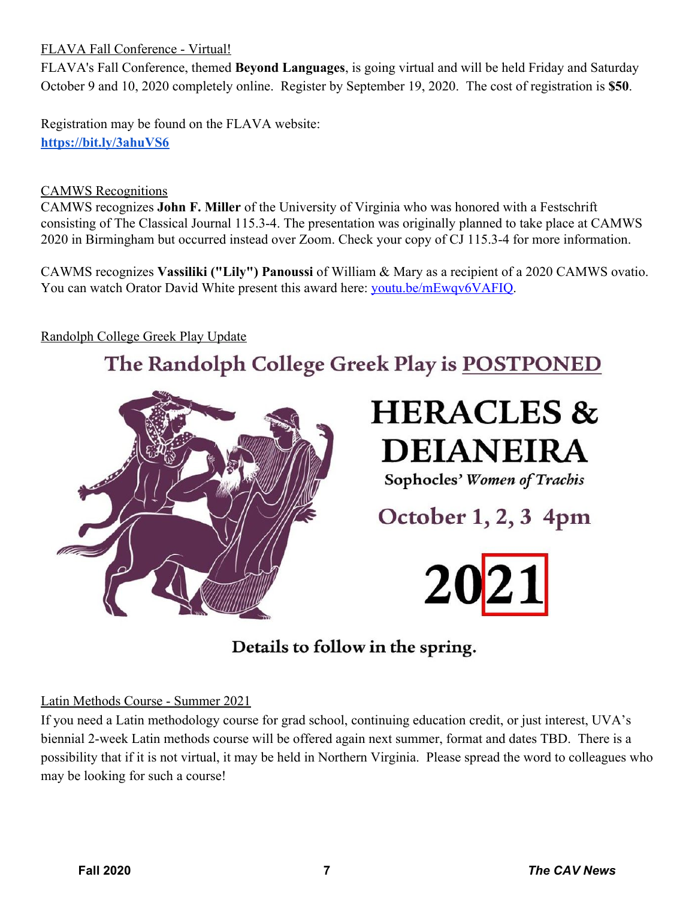FLAVA Fall Conference - Virtual!

FLAVA's Fall Conference, themed **Beyond Languages**, is going virtual and will be held Friday and Saturday October 9 and 10, 2020 completely online. Register by September 19, 2020. The cost of registration is **$50**.

Registration may be found on the FLAVA website:
**https://bit.ly/3ahuVS6**

CAMWS Recognitions

CAMWS recognizes **John F. Miller** of the University of Virginia who was honored with a Festschrift consisting of The Classical Journal 115.3-4. The presentation was originally planned to take place at CAMWS 2020 in Birmingham but occurred instead over Zoom. Check your copy of CJ 115.3-4 for more information.

CAWMS recognizes **Vassiliki ("Lily") Panoussi** of William & Mary as a recipient of a 2020 CAMWS ovatio. You can watch Orator David White present this award here: youtu.be/mEwqv6VAFIQ.

Randolph College Greek Play Update

The Randolph College Greek Play is POSTPONED

**HERACLES & DEIANEIRA**

Sophocles' *Women of Trachis*

October 1, 2, 3 4pm

**2021**

Details to follow in the spring.

Latin Methods Course - Summer 2021

If you need a Latin methodology course for grad school, continuing education credit, or just interest, UVA's biennial 2-week Latin methods course will be offered again next summer, format and dates TBD. There is a possibility that if it is not virtual, it may be held in Northern Virginia. Please spread the word to colleagues who may be looking for such a course!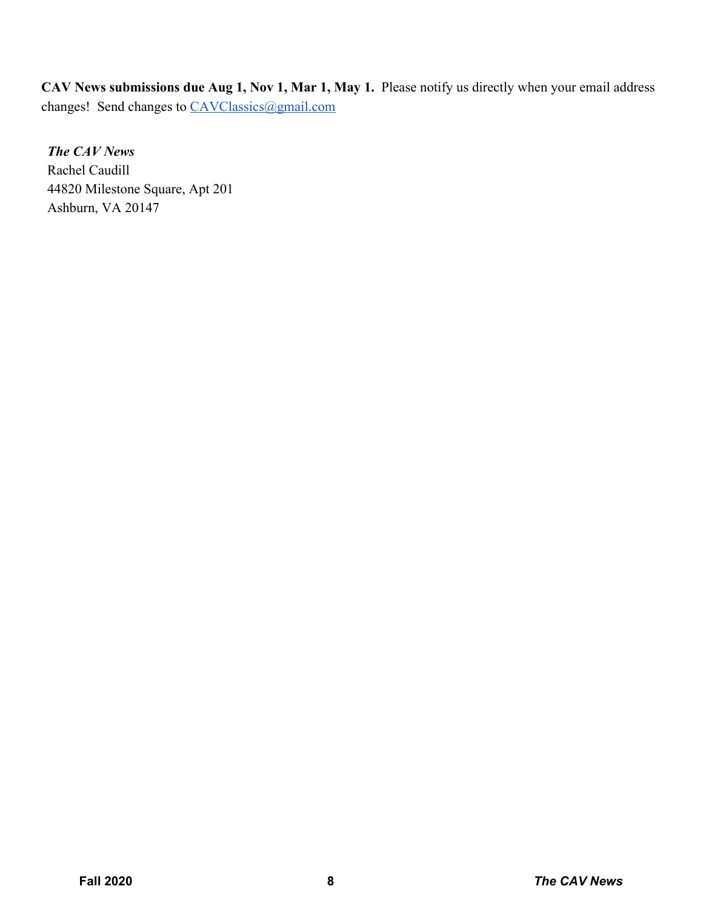**CAV News submissions due Aug 1, Nov 1, Mar 1, May 1.** Please notify us directly when your email address changes! Send changes to CAVClassics@gmail.com

***The CAV News***
Rachel Caudill
44820 Milestone Square, Apt 201
Ashburn, VA 20147